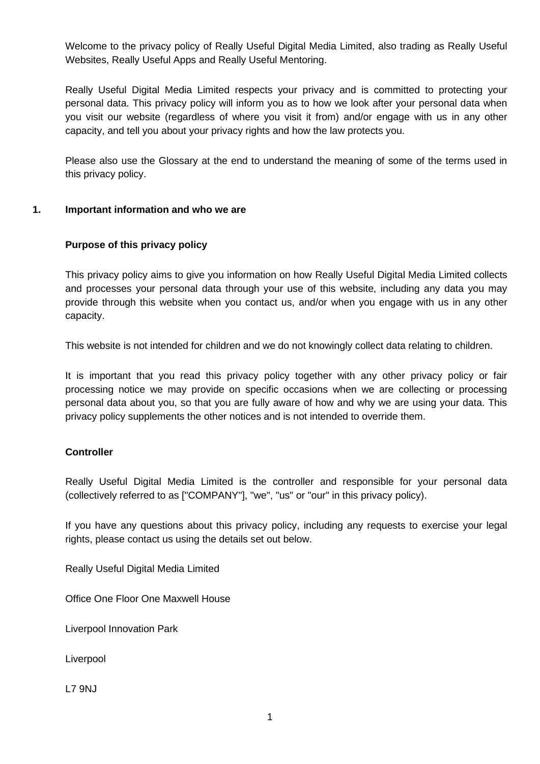Welcome to the privacy policy of Really Useful Digital Media Limited, also trading as Really Useful Websites, Really Useful Apps and Really Useful Mentoring.

Really Useful Digital Media Limited respects your privacy and is committed to protecting your personal data. This privacy policy will inform you as to how we look after your personal data when you visit our website (regardless of where you visit it from) and/or engage with us in any other capacity, and tell you about your privacy rights and how the law protects you.

Please also use the Glossary at the end to understand the meaning of some of the terms used in this privacy policy.

## 1. Important information and who we are

### Purpose of this privacy policy

This privacy policy aims to give you information on how Really Useful Digital Media Limited collects and processes your personal data through your use of this website, including any data you may provide through this website when you contact us, and/or when you engage with us in any other capacity.

This website is not intended for children and we do not knowingly collect data relating to children.

It is important that you read this privacy policy together with any other privacy policy or fair processing notice we may provide on specific occasions when we are collecting or processing personal data about you, so that you are fully aware of how and why we are using your data. This privacy policy supplements the other notices and is not intended to override them.

### Controller

Really Useful Digital Media Limited is the controller and responsible for your personal data (collectively referred to as ["COMPANY"], "we", "us" or "our" in this privacy policy).

If you have any questions about this privacy policy, including any requests to exercise your legal rights, please contact us using the details set out below.

Really Useful Digital Media Limited

Office One Floor One Maxwell House

Liverpool Innovation Park

Liverpool

L7 9NJ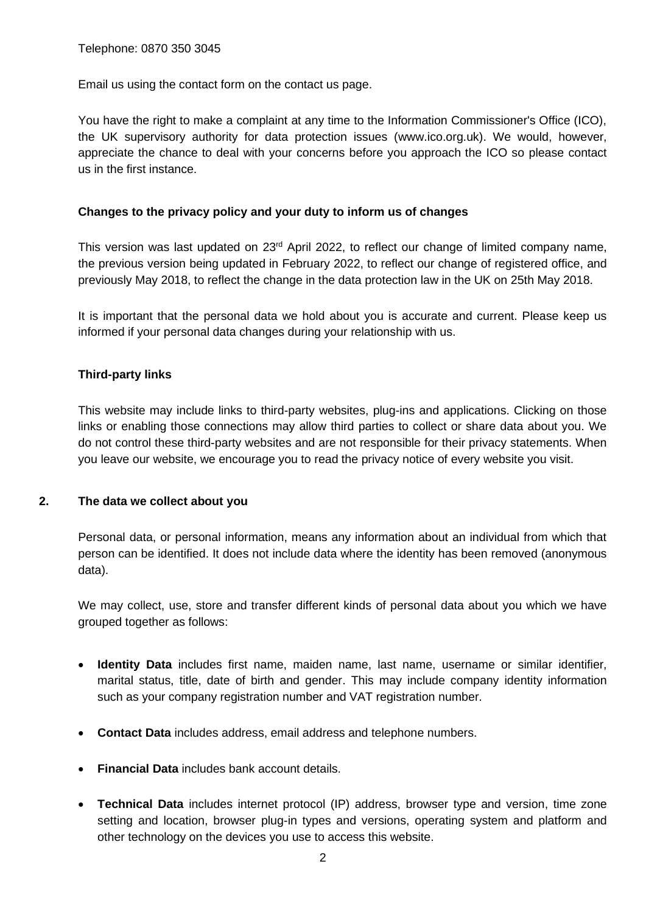Telephone: 0870 350 3045

Email us using the contact form on the contact us page.

You have the right to make a complaint at any time to the Information Commissioner's Office (ICO), the UK supervisory authority for data protection issues (www.ico.org.uk). We would, however, appreciate the chance to deal with your concerns before you approach the ICO so please contact us in the first instance.

**Changes to the privacy policy and your duty to inform us of changes**

This version was last updated on 23rd April 2022, to reflect our change of limited company name, the previous version being updated in February 2022, to reflect our change of registered office, and previously May 2018, to reflect the change in the data protection law in the UK on 25th May 2018.

It is important that the personal data we hold about you is accurate and current. Please keep us informed if your personal data changes during your relationship with us.

**Third-party links**

This website may include links to third-party websites, plug-ins and applications. Clicking on those links or enabling those connections may allow third parties to collect or share data about you. We do not control these third-party websites and are not responsible for their privacy statements. When you leave our website, we encourage you to read the privacy notice of every website you visit.

## 2. The data we collect about you

Personal data, or personal information, means any information about an individual from which that person can be identified. It does not include data where the identity has been removed (anonymous data).

We may collect, use, store and transfer different kinds of personal data about you which we have grouped together as follows:

- **Identity Data** includes first name, maiden name, last name, username or similar identifier, marital status, title, date of birth and gender. This may include company identity information such as your company registration number and VAT registration number.
- **Contact Data** includes address, email address and telephone numbers.
- **Financial Data** includes bank account details.
- **Technical Data** includes internet protocol (IP) address, browser type and version, time zone setting and location, browser plug-in types and versions, operating system and platform and other technology on the devices you use to access this website.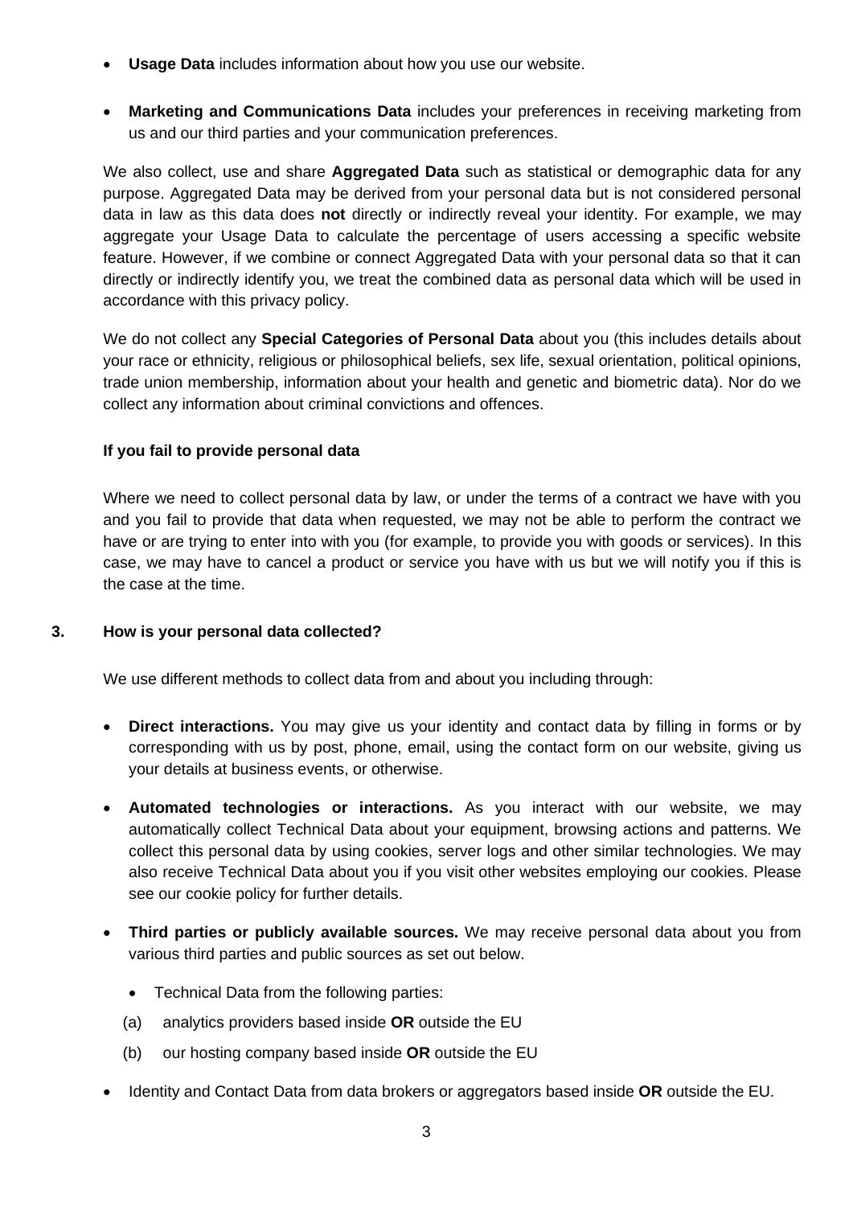- **Usage Data** includes information about how you use our website.

- **Marketing and Communications Data** includes your preferences in receiving marketing from us and our third parties and your communication preferences.

We also collect, use and share **Aggregated Data** such as statistical or demographic data for any purpose. Aggregated Data may be derived from your personal data but is not considered personal data in law as this data does **not** directly or indirectly reveal your identity. For example, we may aggregate your Usage Data to calculate the percentage of users accessing a specific website feature. However, if we combine or connect Aggregated Data with your personal data so that it can directly or indirectly identify you, we treat the combined data as personal data which will be used in accordance with this privacy policy.

We do not collect any **Special Categories of Personal Data** about you (this includes details about your race or ethnicity, religious or philosophical beliefs, sex life, sexual orientation, political opinions, trade union membership, information about your health and genetic and biometric data). Nor do we collect any information about criminal convictions and offences.

**If you fail to provide personal data**

Where we need to collect personal data by law, or under the terms of a contract we have with you and you fail to provide that data when requested, we may not be able to perform the contract we have or are trying to enter into with you (for example, to provide you with goods or services). In this case, we may have to cancel a product or service you have with us but we will notify you if this is the case at the time.

## 3. How is your personal data collected?

We use different methods to collect data from and about you including through:

- **Direct interactions.** You may give us your identity and contact data by filling in forms or by corresponding with us by post, phone, email, using the contact form on our website, giving us your details at business events, or otherwise.

- **Automated technologies or interactions.** As you interact with our website, we may automatically collect Technical Data about your equipment, browsing actions and patterns. We collect this personal data by using cookies, server logs and other similar technologies. We may also receive Technical Data about you if you visit other websites employing our cookies. Please see our cookie policy for further details.

- **Third parties or publicly available sources.** We may receive personal data about you from various third parties and public sources as set out below.

  - Technical Data from the following parties:

  (a) analytics providers based inside **OR** outside the EU

  (b) our hosting company based inside **OR** outside the EU

- Identity and Contact Data from data brokers or aggregators based inside **OR** outside the EU.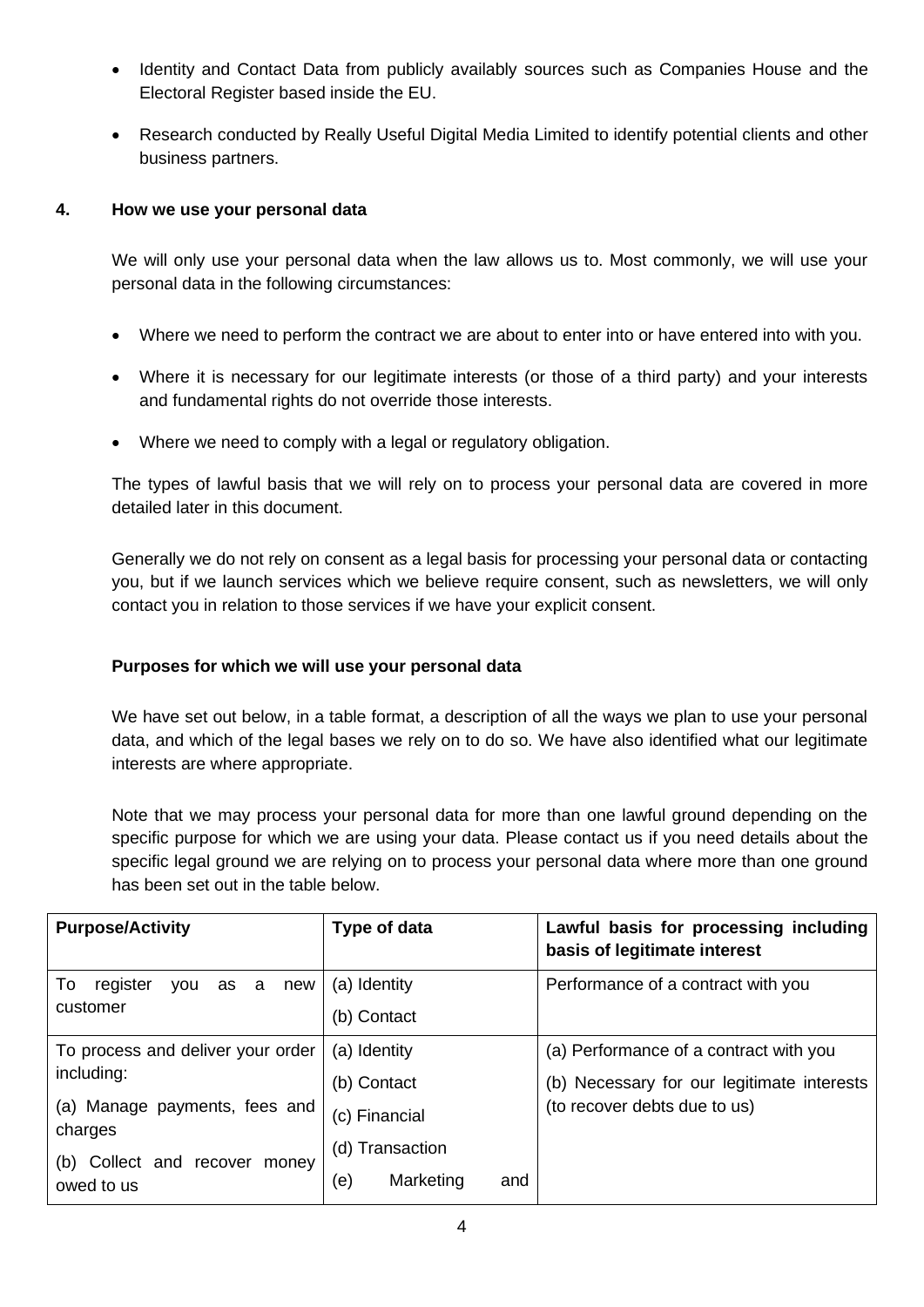- Identity and Contact Data from publicly availably sources such as Companies House and the Electoral Register based inside the EU.
- Research conducted by Really Useful Digital Media Limited to identify potential clients and other business partners.

## 4. How we use your personal data

We will only use your personal data when the law allows us to. Most commonly, we will use your personal data in the following circumstances:

- Where we need to perform the contract we are about to enter into or have entered into with you.
- Where it is necessary for our legitimate interests (or those of a third party) and your interests and fundamental rights do not override those interests.
- Where we need to comply with a legal or regulatory obligation.

The types of lawful basis that we will rely on to process your personal data are covered in more detailed later in this document.

Generally we do not rely on consent as a legal basis for processing your personal data or contacting you, but if we launch services which we believe require consent, such as newsletters, we will only contact you in relation to those services if we have your explicit consent.

### Purposes for which we will use your personal data

We have set out below, in a table format, a description of all the ways we plan to use your personal data, and which of the legal bases we rely on to do so. We have also identified what our legitimate interests are where appropriate.

Note that we may process your personal data for more than one lawful ground depending on the specific purpose for which we are using your data. Please contact us if you need details about the specific legal ground we are relying on to process your personal data where more than one ground has been set out in the table below.

| Purpose/Activity | Type of data | Lawful basis for processing including basis of legitimate interest |
|---|---|---|
| To register you as a new customer | (a) Identity<br>(b) Contact | Performance of a contract with you |
| To process and deliver your order including:<br>(a) Manage payments, fees and charges<br>(b) Collect and recover money owed to us | (a) Identity<br>(b) Contact<br>(c) Financial<br>(d) Transaction<br>(e) Marketing and | (a) Performance of a contract with you<br>(b) Necessary for our legitimate interests (to recover debts due to us) |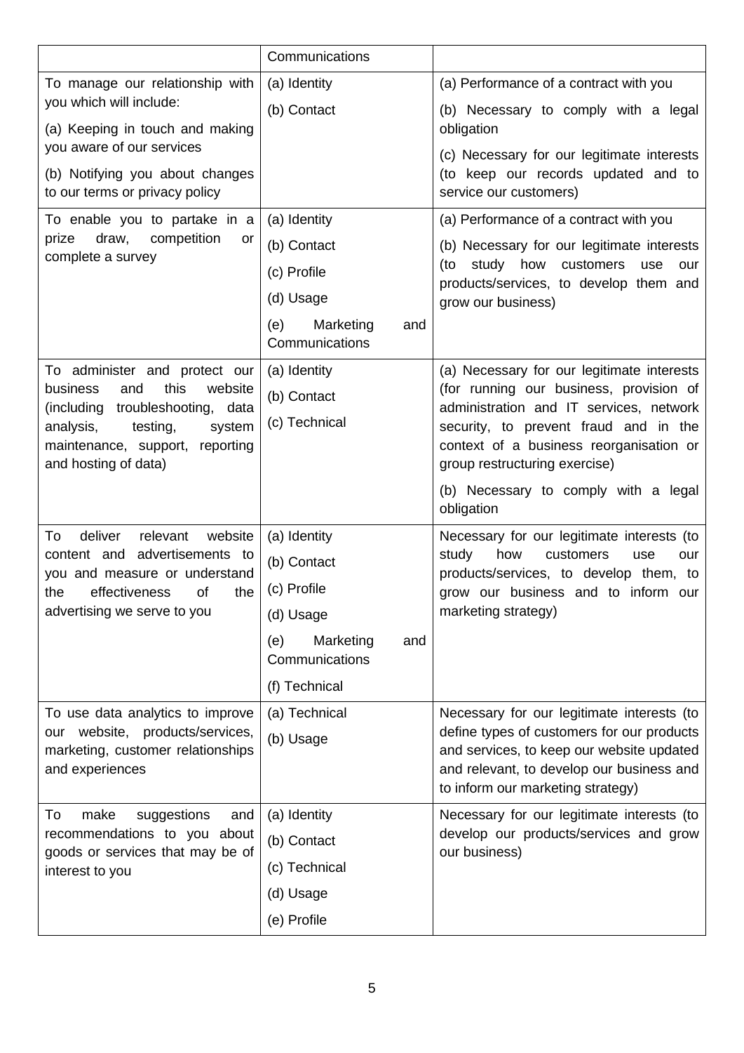| | | |
|---|---|---|
| | Communications | |
| To manage our relationship with you which will include:<br>(a) Keeping in touch and making you aware of our services<br>(b) Notifying you about changes to our terms or privacy policy | (a) Identity<br>(b) Contact | (a) Performance of a contract with you<br>(b) Necessary to comply with a legal obligation<br>(c) Necessary for our legitimate interests (to keep our records updated and to service our customers) |
| To enable you to partake in a prize draw, competition or complete a survey | (a) Identity<br>(b) Contact<br>(c) Profile<br>(d) Usage<br>(e) Marketing and Communications | (a) Performance of a contract with you<br>(b) Necessary for our legitimate interests (to study how customers use our products/services, to develop them and grow our business) |
| To administer and protect our business and this website (including troubleshooting, data analysis, testing, system maintenance, support, reporting and hosting of data) | (a) Identity<br>(b) Contact<br>(c) Technical | (a) Necessary for our legitimate interests (for running our business, provision of administration and IT services, network security, to prevent fraud and in the context of a business reorganisation or group restructuring exercise)<br>(b) Necessary to comply with a legal obligation |
| To deliver relevant website content and advertisements to you and measure or understand the effectiveness of the advertising we serve to you | (a) Identity<br>(b) Contact<br>(c) Profile<br>(d) Usage<br>(e) Marketing and Communications<br>(f) Technical | Necessary for our legitimate interests (to study how customers use our products/services, to develop them, to grow our business and to inform our marketing strategy) |
| To use data analytics to improve our website, products/services, marketing, customer relationships and experiences | (a) Technical<br>(b) Usage | Necessary for our legitimate interests (to define types of customers for our products and services, to keep our website updated and relevant, to develop our business and to inform our marketing strategy) |
| To make suggestions and recommendations to you about goods or services that may be of interest to you | (a) Identity<br>(b) Contact<br>(c) Technical<br>(d) Usage<br>(e) Profile | Necessary for our legitimate interests (to develop our products/services and grow our business) |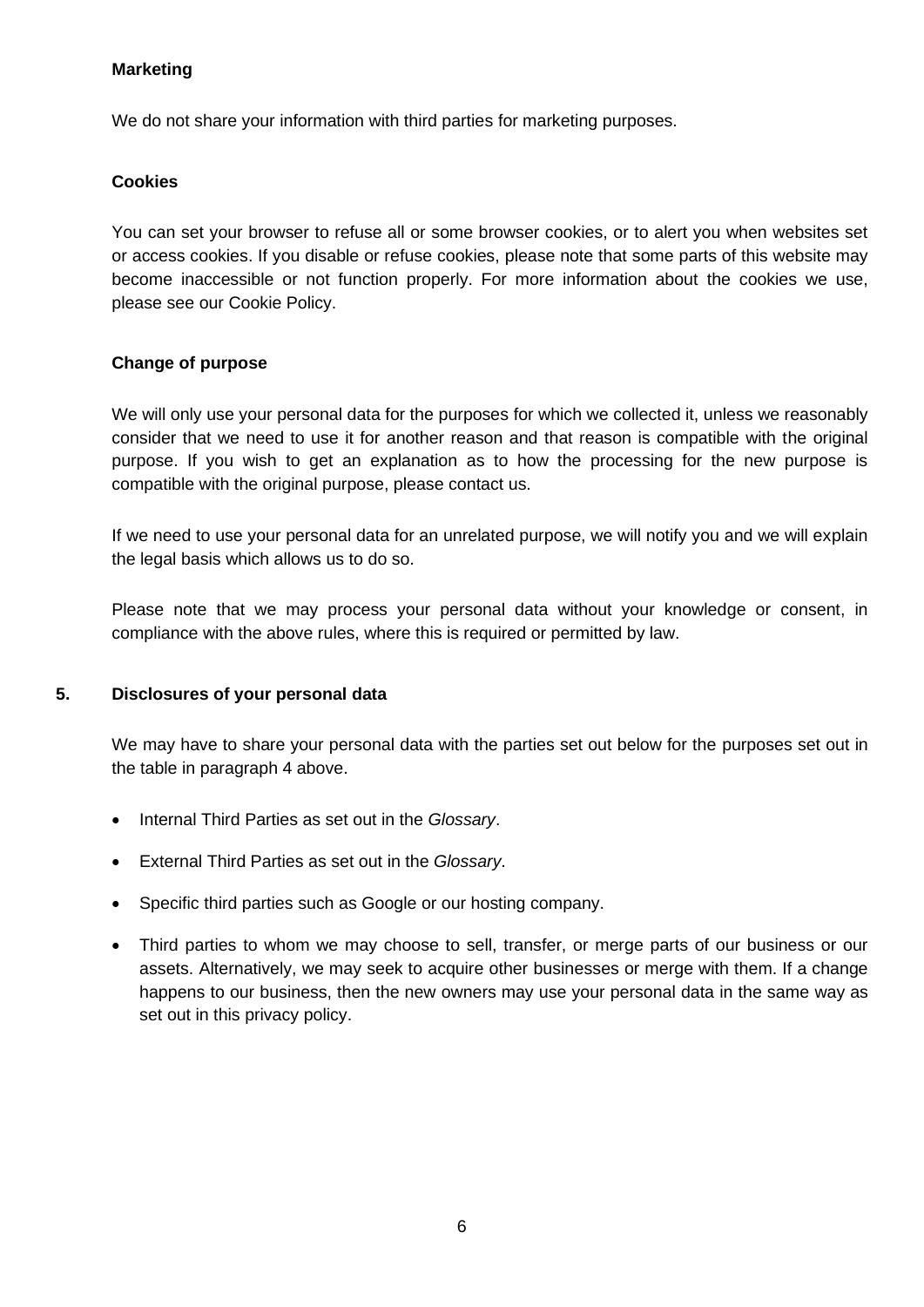**Marketing**

We do not share your information with third parties for marketing purposes.

**Cookies**

You can set your browser to refuse all or some browser cookies, or to alert you when websites set or access cookies. If you disable or refuse cookies, please note that some parts of this website may become inaccessible or not function properly. For more information about the cookies we use, please see our Cookie Policy.

**Change of purpose**

We will only use your personal data for the purposes for which we collected it, unless we reasonably consider that we need to use it for another reason and that reason is compatible with the original purpose. If you wish to get an explanation as to how the processing for the new purpose is compatible with the original purpose, please contact us.

If we need to use your personal data for an unrelated purpose, we will notify you and we will explain the legal basis which allows us to do so.

Please note that we may process your personal data without your knowledge or consent, in compliance with the above rules, where this is required or permitted by law.

## 5. Disclosures of your personal data

We may have to share your personal data with the parties set out below for the purposes set out in the table in paragraph 4 above.

- Internal Third Parties as set out in the *Glossary*.
- External Third Parties as set out in the *Glossary*.
- Specific third parties such as Google or our hosting company.
- Third parties to whom we may choose to sell, transfer, or merge parts of our business or our assets. Alternatively, we may seek to acquire other businesses or merge with them. If a change happens to our business, then the new owners may use your personal data in the same way as set out in this privacy policy.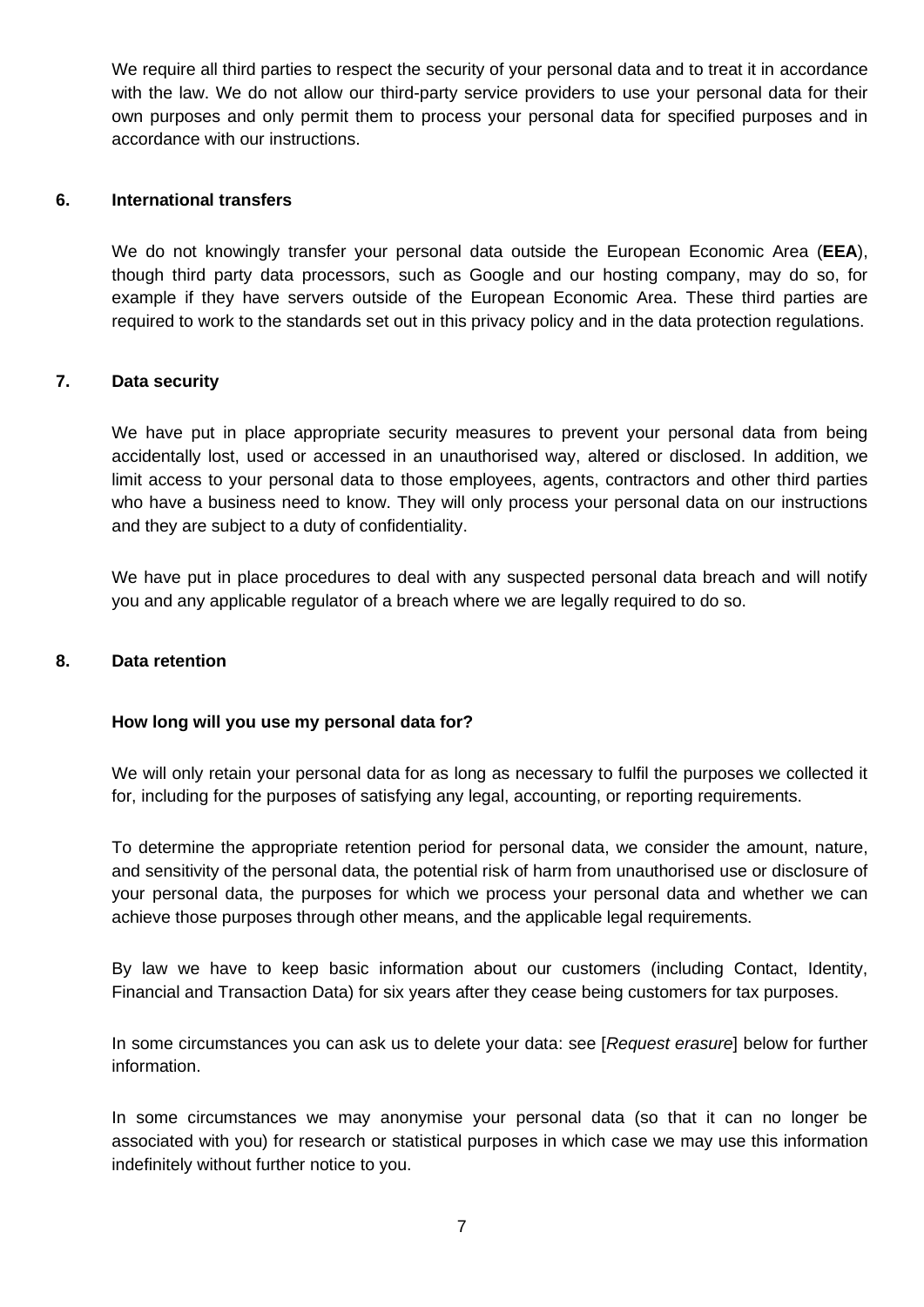We require all third parties to respect the security of your personal data and to treat it in accordance with the law. We do not allow our third-party service providers to use your personal data for their own purposes and only permit them to process your personal data for specified purposes and in accordance with our instructions.

## 6. International transfers

We do not knowingly transfer your personal data outside the European Economic Area (**EEA**), though third party data processors, such as Google and our hosting company, may do so, for example if they have servers outside of the European Economic Area. These third parties are required to work to the standards set out in this privacy policy and in the data protection regulations.

## 7. Data security

We have put in place appropriate security measures to prevent your personal data from being accidentally lost, used or accessed in an unauthorised way, altered or disclosed. In addition, we limit access to your personal data to those employees, agents, contractors and other third parties who have a business need to know. They will only process your personal data on our instructions and they are subject to a duty of confidentiality.

We have put in place procedures to deal with any suspected personal data breach and will notify you and any applicable regulator of a breach where we are legally required to do so.

## 8. Data retention

### How long will you use my personal data for?

We will only retain your personal data for as long as necessary to fulfil the purposes we collected it for, including for the purposes of satisfying any legal, accounting, or reporting requirements.

To determine the appropriate retention period for personal data, we consider the amount, nature, and sensitivity of the personal data, the potential risk of harm from unauthorised use or disclosure of your personal data, the purposes for which we process your personal data and whether we can achieve those purposes through other means, and the applicable legal requirements.

By law we have to keep basic information about our customers (including Contact, Identity, Financial and Transaction Data) for six years after they cease being customers for tax purposes.

In some circumstances you can ask us to delete your data: see [*Request erasure*] below for further information.

In some circumstances we may anonymise your personal data (so that it can no longer be associated with you) for research or statistical purposes in which case we may use this information indefinitely without further notice to you.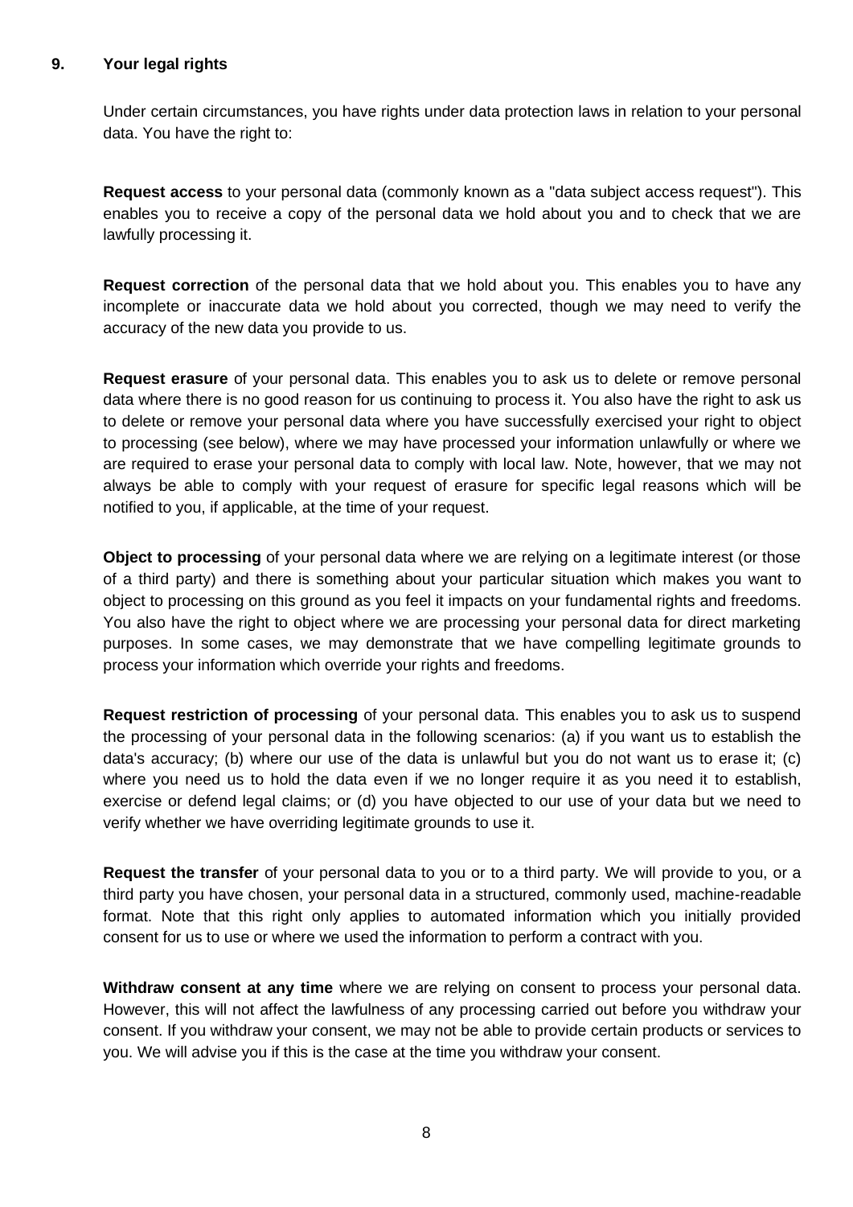## 9. Your legal rights

Under certain circumstances, you have rights under data protection laws in relation to your personal data. You have the right to:

**Request access** to your personal data (commonly known as a "data subject access request"). This enables you to receive a copy of the personal data we hold about you and to check that we are lawfully processing it.

**Request correction** of the personal data that we hold about you. This enables you to have any incomplete or inaccurate data we hold about you corrected, though we may need to verify the accuracy of the new data you provide to us.

**Request erasure** of your personal data. This enables you to ask us to delete or remove personal data where there is no good reason for us continuing to process it. You also have the right to ask us to delete or remove your personal data where you have successfully exercised your right to object to processing (see below), where we may have processed your information unlawfully or where we are required to erase your personal data to comply with local law. Note, however, that we may not always be able to comply with your request of erasure for specific legal reasons which will be notified to you, if applicable, at the time of your request.

**Object to processing** of your personal data where we are relying on a legitimate interest (or those of a third party) and there is something about your particular situation which makes you want to object to processing on this ground as you feel it impacts on your fundamental rights and freedoms. You also have the right to object where we are processing your personal data for direct marketing purposes. In some cases, we may demonstrate that we have compelling legitimate grounds to process your information which override your rights and freedoms.

**Request restriction of processing** of your personal data. This enables you to ask us to suspend the processing of your personal data in the following scenarios: (a) if you want us to establish the data's accuracy; (b) where our use of the data is unlawful but you do not want us to erase it; (c) where you need us to hold the data even if we no longer require it as you need it to establish, exercise or defend legal claims; or (d) you have objected to our use of your data but we need to verify whether we have overriding legitimate grounds to use it.

**Request the transfer** of your personal data to you or to a third party. We will provide to you, or a third party you have chosen, your personal data in a structured, commonly used, machine-readable format. Note that this right only applies to automated information which you initially provided consent for us to use or where we used the information to perform a contract with you.

**Withdraw consent at any time** where we are relying on consent to process your personal data. However, this will not affect the lawfulness of any processing carried out before you withdraw your consent. If you withdraw your consent, we may not be able to provide certain products or services to you. We will advise you if this is the case at the time you withdraw your consent.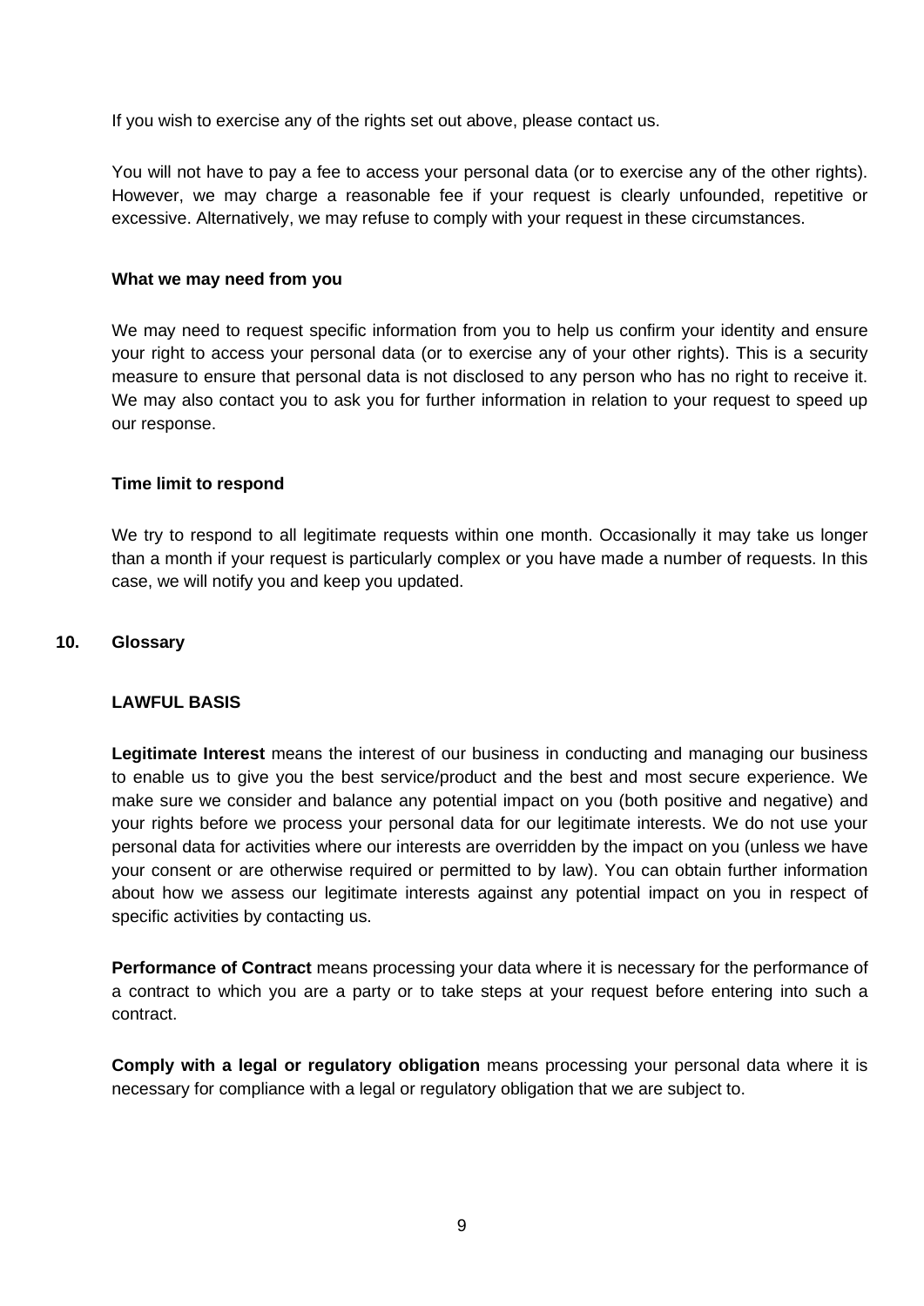If you wish to exercise any of the rights set out above, please contact us.

You will not have to pay a fee to access your personal data (or to exercise any of the other rights). However, we may charge a reasonable fee if your request is clearly unfounded, repetitive or excessive. Alternatively, we may refuse to comply with your request in these circumstances.

**What we may need from you**

We may need to request specific information from you to help us confirm your identity and ensure your right to access your personal data (or to exercise any of your other rights). This is a security measure to ensure that personal data is not disclosed to any person who has no right to receive it. We may also contact you to ask you for further information in relation to your request to speed up our response.

**Time limit to respond**

We try to respond to all legitimate requests within one month. Occasionally it may take us longer than a month if your request is particularly complex or you have made a number of requests. In this case, we will notify you and keep you updated.

## 10. Glossary

**LAWFUL BASIS**

**Legitimate Interest** means the interest of our business in conducting and managing our business to enable us to give you the best service/product and the best and most secure experience. We make sure we consider and balance any potential impact on you (both positive and negative) and your rights before we process your personal data for our legitimate interests. We do not use your personal data for activities where our interests are overridden by the impact on you (unless we have your consent or are otherwise required or permitted to by law). You can obtain further information about how we assess our legitimate interests against any potential impact on you in respect of specific activities by contacting us.

**Performance of Contract** means processing your data where it is necessary for the performance of a contract to which you are a party or to take steps at your request before entering into such a contract.

**Comply with a legal or regulatory obligation** means processing your personal data where it is necessary for compliance with a legal or regulatory obligation that we are subject to.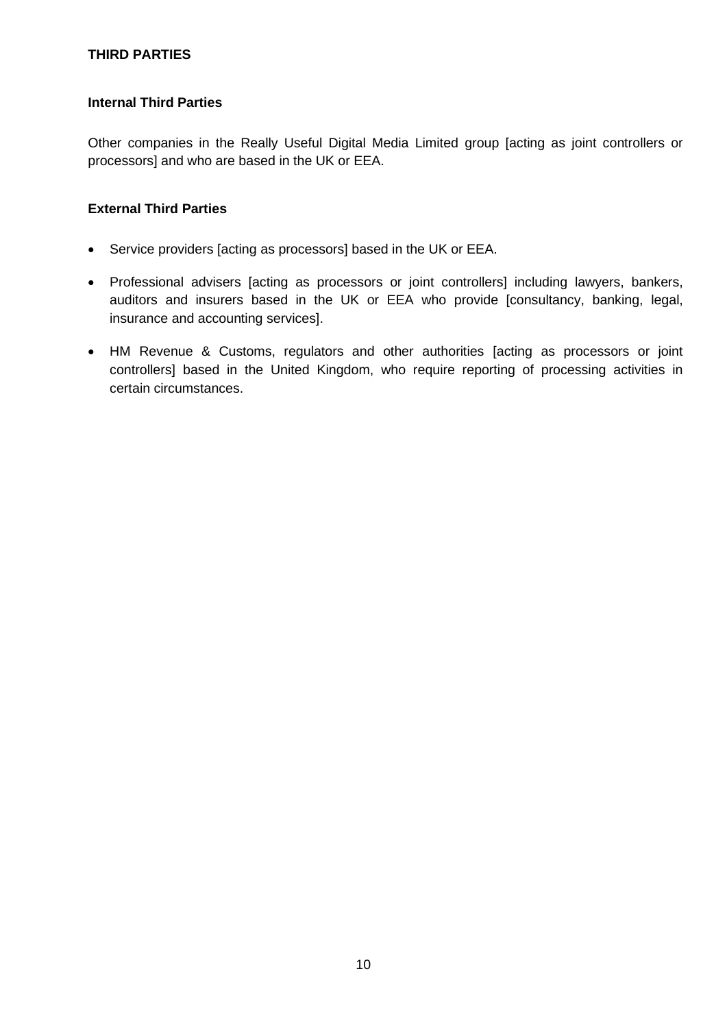**THIRD PARTIES**

**Internal Third Parties**

Other companies in the Really Useful Digital Media Limited group [acting as joint controllers or processors] and who are based in the UK or EEA.

**External Third Parties**

- Service providers [acting as processors] based in the UK or EEA.
- Professional advisers [acting as processors or joint controllers] including lawyers, bankers, auditors and insurers based in the UK or EEA who provide [consultancy, banking, legal, insurance and accounting services].
- HM Revenue & Customs, regulators and other authorities [acting as processors or joint controllers] based in the United Kingdom, who require reporting of processing activities in certain circumstances.